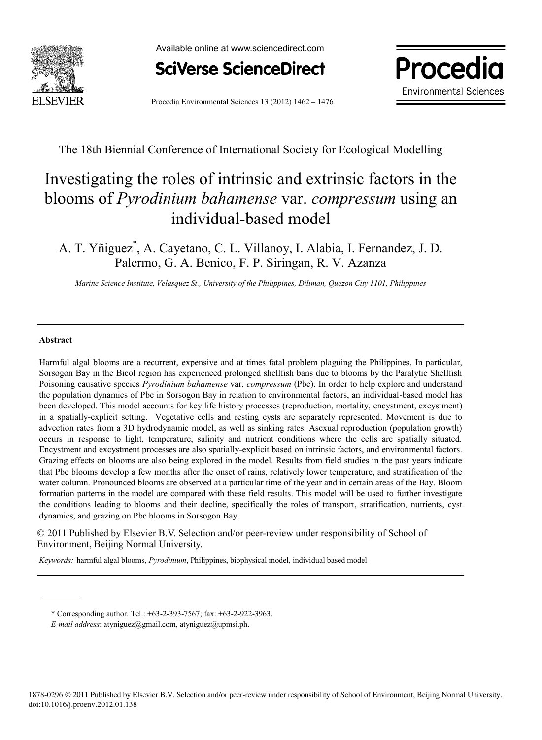The 18th Biennial Conference of International Society for Ecological Modelling

# Investigating the roles of intrinsic and extrinsic factors in the blooms of *Pyrodinium bahamense* var. *compressum* using an individual-based model

A. T. Yñiguez*, A. Cayetano, C. L. Villanoy, I. Alabia, I. Fernandez, J. D. Palermo, G. A. Benico, F. P. Siringan, R. V. Azanza

*Marine Science Institute, Velasquez St., University of the Philippines, Diliman, Quezon City 1101, Philippines*

---

**Abstract**

Harmful algal blooms are a recurrent, expensive and at times fatal problem plaguing the Philippines. In particular, Sorsogon Bay in the Bicol region has experienced prolonged shellfish bans due to blooms by the Paralytic Shellfish Poisoning causative species *Pyrodinium bahamense* var. *compressum* (Pbc). In order to help explore and understand the population dynamics of Pbc in Sorsogon Bay in relation to environmental factors, an individual-based model has been developed. This model accounts for key life history processes (reproduction, mortality, encystment, excystment) in a spatially-explicit setting. Vegetative cells and resting cysts are separately represented. Movement is due to advection rates from a 3D hydrodynamic model, as well as sinking rates. Asexual reproduction (population growth) occurs in response to light, temperature, salinity and nutrient conditions where the cells are spatially situated. Encystment and excystment processes are also spatially-explicit based on intrinsic factors, and environmental factors. Grazing effects on blooms are also being explored in the model. Results from field studies in the past years indicate that Pbc blooms develop a few months after the onset of rains, relatively lower temperature, and stratification of the water column. Pronounced blooms are observed at a particular time of the year and in certain areas of the Bay. Bloom formation patterns in the model are compared with these field results. This model will be used to further investigate the conditions leading to blooms and their decline, specifically the roles of transport, stratification, nutrients, cyst dynamics, and grazing on Pbc blooms in Sorsogon Bay.

© 2011 Published by Elsevier B.V. Selection and/or peer-review under responsibility of School of Environment, Beijing Normal University.

*Keywords:* harmful algal blooms, *Pyrodinium*, Philippines, biophysical model, individual based model

---

\* Corresponding author. Tel.: +63-2-393-7567; fax: +63-2-922-3963.
*E-mail address*: atyniguez@gmail.com, atyniguez@upmsi.ph.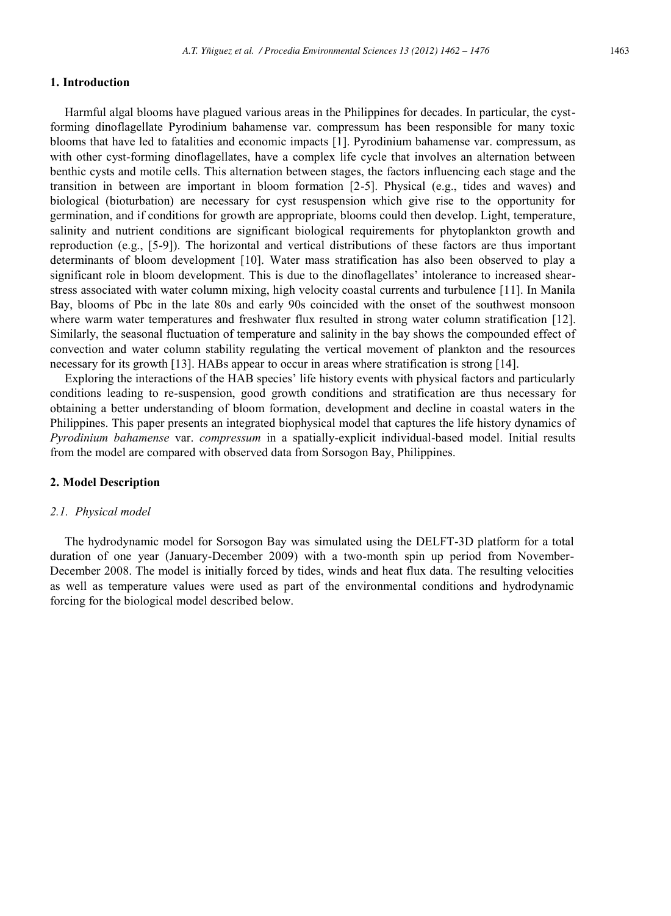## 1. Introduction

Harmful algal blooms have plagued various areas in the Philippines for decades. In particular, the cyst-forming dinoflagellate Pyrodinium bahamense var. compressum has been responsible for many toxic blooms that have led to fatalities and economic impacts [1]. Pyrodinium bahamense var. compressum, as with other cyst-forming dinoflagellates, have a complex life cycle that involves an alternation between benthic cysts and motile cells. This alternation between stages, the factors influencing each stage and the transition in between are important in bloom formation [2-5]. Physical (e.g., tides and waves) and biological (bioturbation) are necessary for cyst resuspension which give rise to the opportunity for germination, and if conditions for growth are appropriate, blooms could then develop. Light, temperature, salinity and nutrient conditions are significant biological requirements for phytoplankton growth and reproduction (e.g., [5-9]). The horizontal and vertical distributions of these factors are thus important determinants of bloom development [10]. Water mass stratification has also been observed to play a significant role in bloom development. This is due to the dinoflagellates' intolerance to increased shear-stress associated with water column mixing, high velocity coastal currents and turbulence [11]. In Manila Bay, blooms of Pbc in the late 80s and early 90s coincided with the onset of the southwest monsoon where warm water temperatures and freshwater flux resulted in strong water column stratification [12]. Similarly, the seasonal fluctuation of temperature and salinity in the bay shows the compounded effect of convection and water column stability regulating the vertical movement of plankton and the resources necessary for its growth [13]. HABs appear to occur in areas where stratification is strong [14].

Exploring the interactions of the HAB species' life history events with physical factors and particularly conditions leading to re-suspension, good growth conditions and stratification are thus necessary for obtaining a better understanding of bloom formation, development and decline in coastal waters in the Philippines. This paper presents an integrated biophysical model that captures the life history dynamics of *Pyrodinium bahamense* var. *compressum* in a spatially-explicit individual-based model. Initial results from the model are compared with observed data from Sorsogon Bay, Philippines.

## 2. Model Description

### *2.1. Physical model*

The hydrodynamic model for Sorsogon Bay was simulated using the DELFT-3D platform for a total duration of one year (January-December 2009) with a two-month spin up period from November-December 2008. The model is initially forced by tides, winds and heat flux data. The resulting velocities as well as temperature values were used as part of the environmental conditions and hydrodynamic forcing for the biological model described below.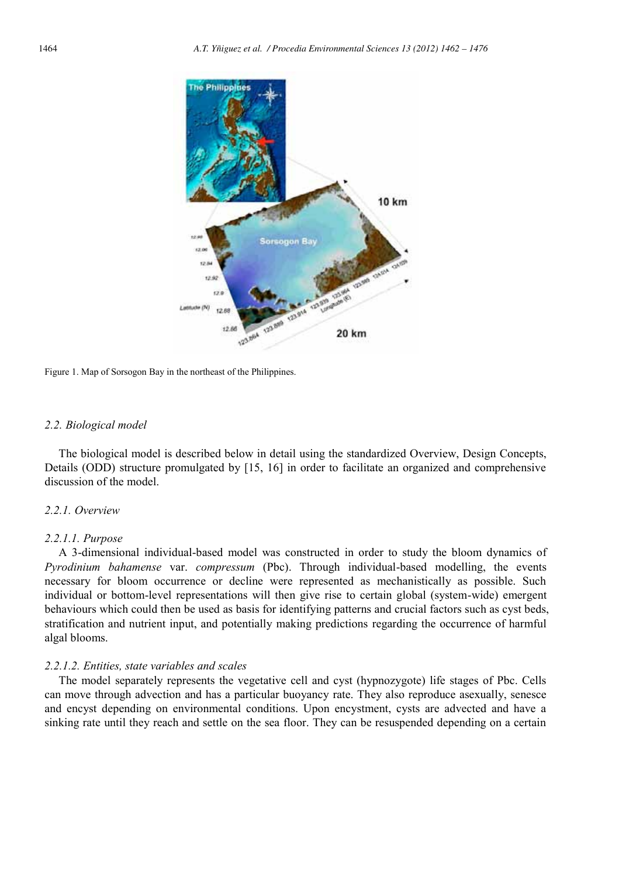Figure 1. Map of Sorsogon Bay in the northeast of the Philippines.

### 2.2. Biological model

The biological model is described below in detail using the standardized Overview, Design Concepts, Details (ODD) structure promulgated by [15, 16] in order to facilitate an organized and comprehensive discussion of the model.

#### 2.2.1. Overview

##### 2.2.1.1. Purpose

A 3-dimensional individual-based model was constructed in order to study the bloom dynamics of *Pyrodinium bahamense* var. *compressum* (Pbc). Through individual-based modelling, the events necessary for bloom occurrence or decline were represented as mechanistically as possible. Such individual or bottom-level representations will then give rise to certain global (system-wide) emergent behaviours which could then be used as basis for identifying patterns and crucial factors such as cyst beds, stratification and nutrient input, and potentially making predictions regarding the occurrence of harmful algal blooms.

##### 2.2.1.2. Entities, state variables and scales

The model separately represents the vegetative cell and cyst (hypnozygote) life stages of Pbc. Cells can move through advection and has a particular buoyancy rate. They also reproduce asexually, senesce and encyst depending on environmental conditions. Upon encystment, cysts are advected and have a sinking rate until they reach and settle on the sea floor. They can be resuspended depending on a certain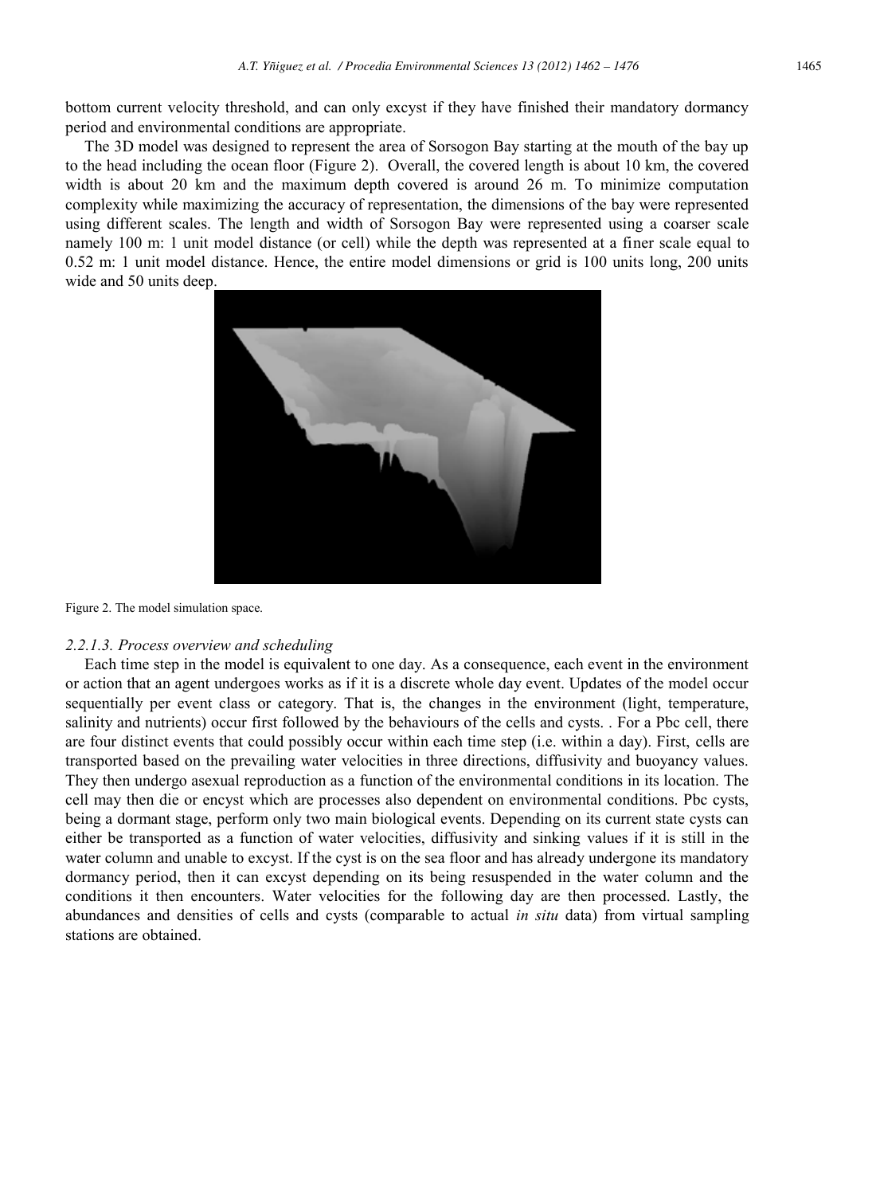bottom current velocity threshold, and can only excyst if they have finished their mandatory dormancy period and environmental conditions are appropriate.

The 3D model was designed to represent the area of Sorsogon Bay starting at the mouth of the bay up to the head including the ocean floor (Figure 2). Overall, the covered length is about 10 km, the covered width is about 20 km and the maximum depth covered is around 26 m. To minimize computation complexity while maximizing the accuracy of representation, the dimensions of the bay were represented using different scales. The length and width of Sorsogon Bay were represented using a coarser scale namely 100 m: 1 unit model distance (or cell) while the depth was represented at a finer scale equal to 0.52 m: 1 unit model distance. Hence, the entire model dimensions or grid is 100 units long, 200 units wide and 50 units deep.

Figure 2. The model simulation space.

#### *2.2.1.3. Process overview and scheduling*

Each time step in the model is equivalent to one day. As a consequence, each event in the environment or action that an agent undergoes works as if it is a discrete whole day event. Updates of the model occur sequentially per event class or category. That is, the changes in the environment (light, temperature, salinity and nutrients) occur first followed by the behaviours of the cells and cysts. . For a Pbc cell, there are four distinct events that could possibly occur within each time step (i.e. within a day). First, cells are transported based on the prevailing water velocities in three directions, diffusivity and buoyancy values. They then undergo asexual reproduction as a function of the environmental conditions in its location. The cell may then die or encyst which are processes also dependent on environmental conditions. Pbc cysts, being a dormant stage, perform only two main biological events. Depending on its current state cysts can either be transported as a function of water velocities, diffusivity and sinking values if it is still in the water column and unable to excyst. If the cyst is on the sea floor and has already undergone its mandatory dormancy period, then it can excyst depending on its being resuspended in the water column and the conditions it then encounters. Water velocities for the following day are then processed. Lastly, the abundances and densities of cells and cysts (comparable to actual *in situ* data) from virtual sampling stations are obtained.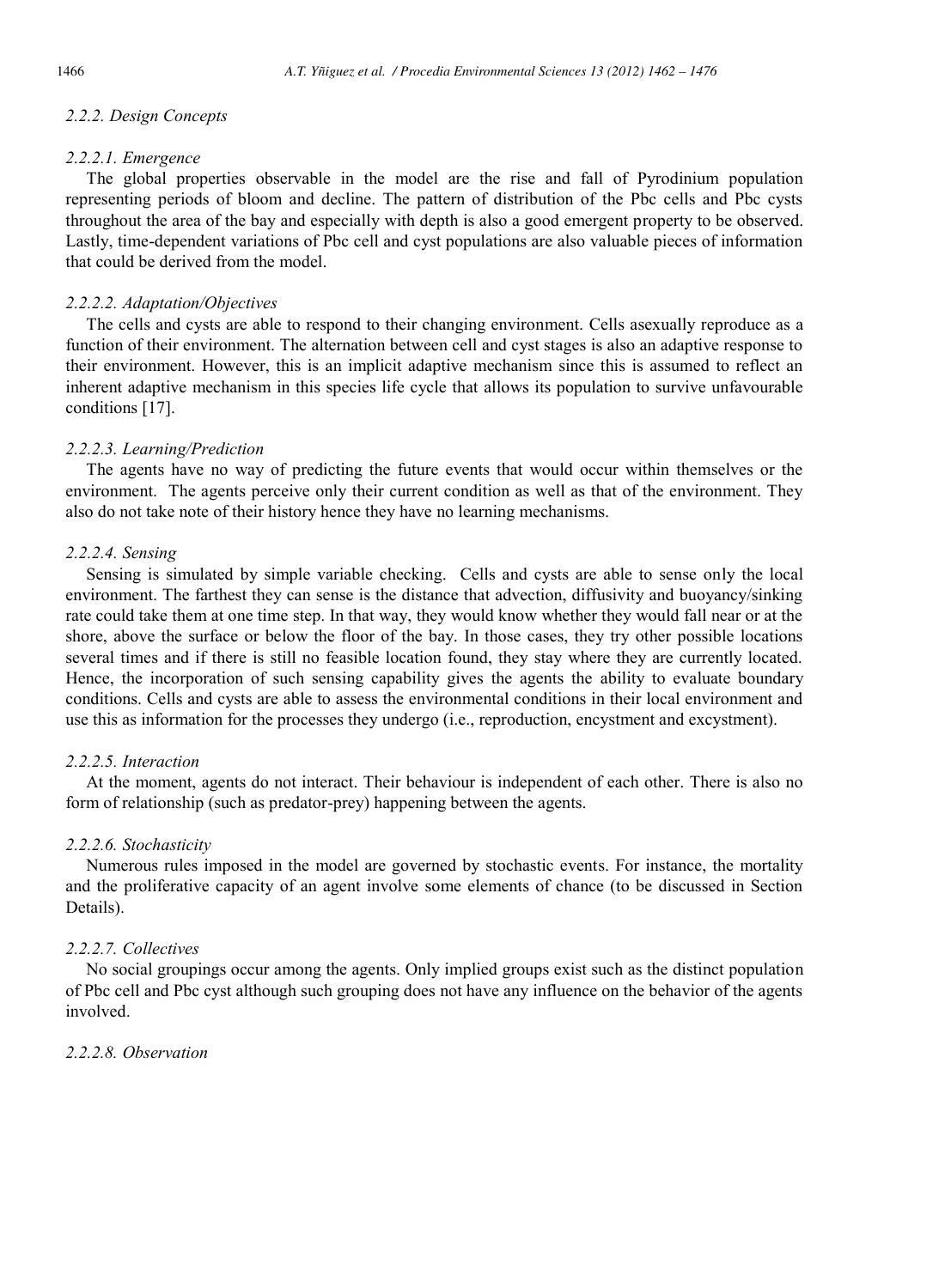#### *2.2.2. Design Concepts*

##### *2.2.2.1. Emergence*

The global properties observable in the model are the rise and fall of Pyrodinium population representing periods of bloom and decline. The pattern of distribution of the Pbc cells and Pbc cysts throughout the area of the bay and especially with depth is also a good emergent property to be observed. Lastly, time-dependent variations of Pbc cell and cyst populations are also valuable pieces of information that could be derived from the model.

##### *2.2.2.2. Adaptation/Objectives*

The cells and cysts are able to respond to their changing environment. Cells asexually reproduce as a function of their environment. The alternation between cell and cyst stages is also an adaptive response to their environment. However, this is an implicit adaptive mechanism since this is assumed to reflect an inherent adaptive mechanism in this species life cycle that allows its population to survive unfavourable conditions [17].

##### *2.2.2.3. Learning/Prediction*

The agents have no way of predicting the future events that would occur within themselves or the environment. The agents perceive only their current condition as well as that of the environment. They also do not take note of their history hence they have no learning mechanisms.

##### *2.2.2.4. Sensing*

Sensing is simulated by simple variable checking. Cells and cysts are able to sense only the local environment. The farthest they can sense is the distance that advection, diffusivity and buoyancy/sinking rate could take them at one time step. In that way, they would know whether they would fall near or at the shore, above the surface or below the floor of the bay. In those cases, they try other possible locations several times and if there is still no feasible location found, they stay where they are currently located. Hence, the incorporation of such sensing capability gives the agents the ability to evaluate boundary conditions. Cells and cysts are able to assess the environmental conditions in their local environment and use this as information for the processes they undergo (i.e., reproduction, encystment and excystment).

##### *2.2.2.5. Interaction*

At the moment, agents do not interact. Their behaviour is independent of each other. There is also no form of relationship (such as predator-prey) happening between the agents.

##### *2.2.2.6. Stochasticity*

Numerous rules imposed in the model are governed by stochastic events. For instance, the mortality and the proliferative capacity of an agent involve some elements of chance (to be discussed in Section Details).

##### *2.2.2.7. Collectives*

No social groupings occur among the agents. Only implied groups exist such as the distinct population of Pbc cell and Pbc cyst although such grouping does not have any influence on the behavior of the agents involved.

##### *2.2.2.8. Observation*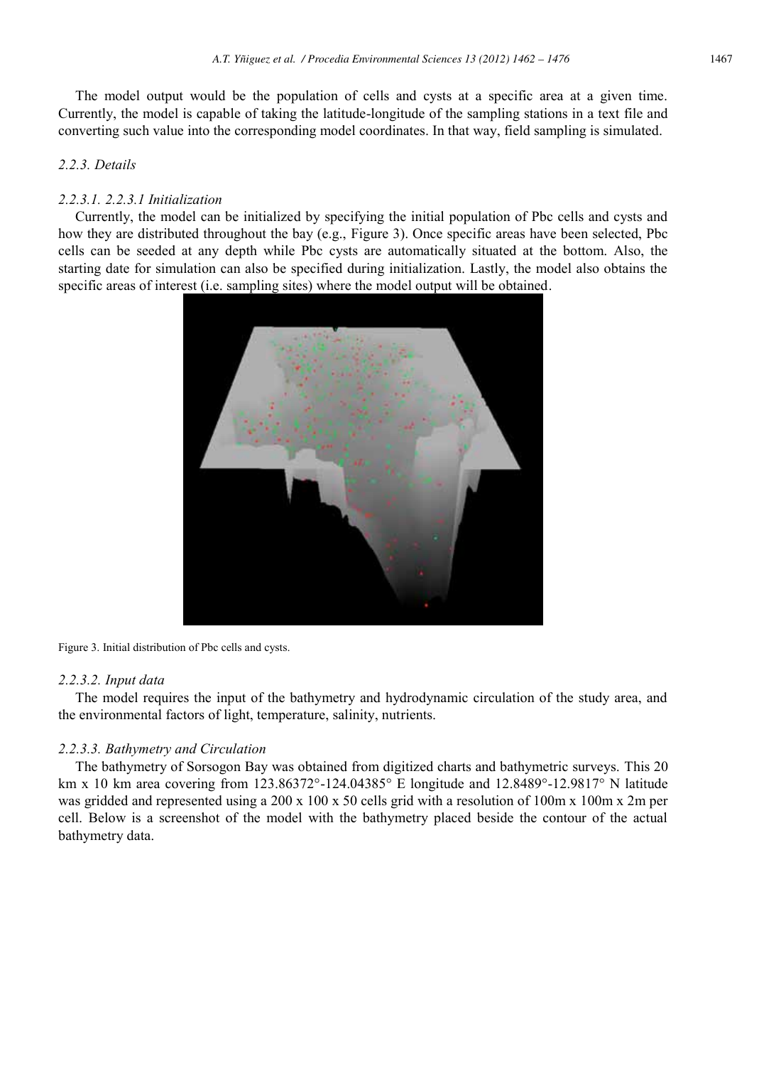The model output would be the population of cells and cysts at a specific area at a given time. Currently, the model is capable of taking the latitude-longitude of the sampling stations in a text file and converting such value into the corresponding model coordinates. In that way, field sampling is simulated.

#### *2.2.3. Details*

##### *2.2.3.1. 2.2.3.1 Initialization*

Currently, the model can be initialized by specifying the initial population of Pbc cells and cysts and how they are distributed throughout the bay (e.g., Figure 3). Once specific areas have been selected, Pbc cells can be seeded at any depth while Pbc cysts are automatically situated at the bottom. Also, the starting date for simulation can also be specified during initialization. Lastly, the model also obtains the specific areas of interest (i.e. sampling sites) where the model output will be obtained.

Figure 3. Initial distribution of Pbc cells and cysts.

##### *2.2.3.2. Input data*

The model requires the input of the bathymetry and hydrodynamic circulation of the study area, and the environmental factors of light, temperature, salinity, nutrients.

##### *2.2.3.3. Bathymetry and Circulation*

The bathymetry of Sorsogon Bay was obtained from digitized charts and bathymetric surveys. This 20 km x 10 km area covering from 123.86372°-124.04385° E longitude and 12.8489°-12.9817° N latitude was gridded and represented using a 200 x 100 x 50 cells grid with a resolution of 100m x 100m x 2m per cell. Below is a screenshot of the model with the bathymetry placed beside the contour of the actual bathymetry data.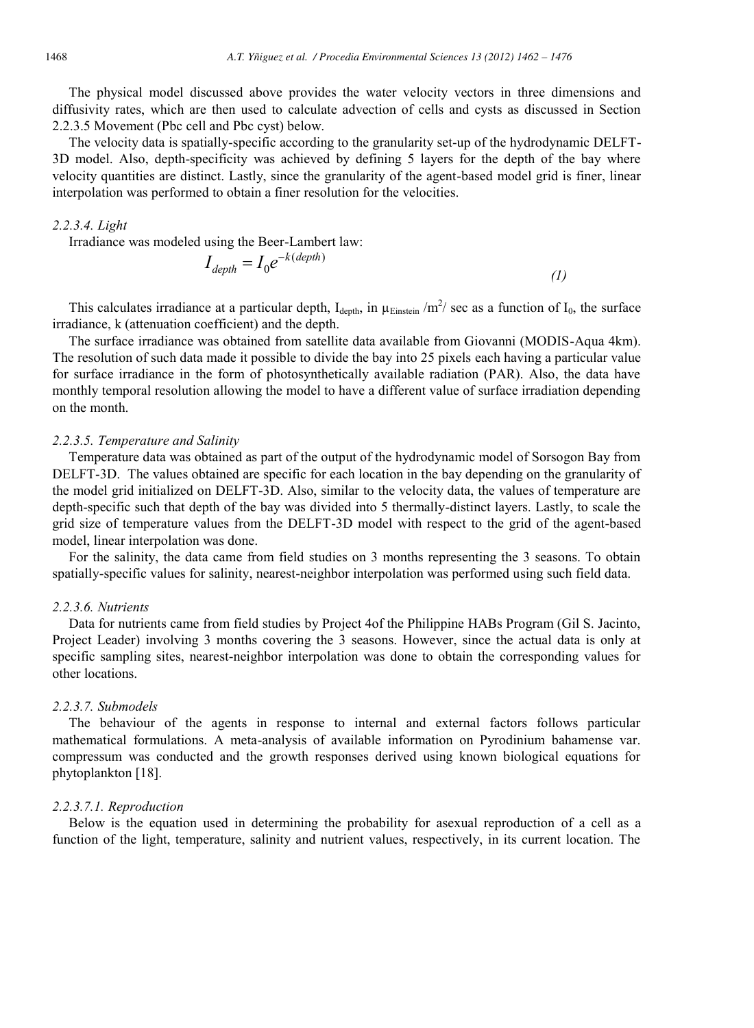The physical model discussed above provides the water velocity vectors in three dimensions and diffusivity rates, which are then used to calculate advection of cells and cysts as discussed in Section 2.2.3.5 Movement (Pbc cell and Pbc cyst) below.

The velocity data is spatially-specific according to the granularity set-up of the hydrodynamic DELFT-3D model. Also, depth-specificity was achieved by defining 5 layers for the depth of the bay where velocity quantities are distinct. Lastly, since the granularity of the agent-based model grid is finer, linear interpolation was performed to obtain a finer resolution for the velocities.

#### *2.2.3.4. Light*

Irradiance was modeled using the Beer-Lambert law:

$$I_{depth} = I_0 e^{-k(depth)} \tag{1}$$

This calculates irradiance at a particular depth, $I_{depth}$, in $\mu_{Einstein}$ /m$^2$/ sec as a function of $I_0$, the surface irradiance, k (attenuation coefficient) and the depth.

The surface irradiance was obtained from satellite data available from Giovanni (MODIS-Aqua 4km). The resolution of such data made it possible to divide the bay into 25 pixels each having a particular value for surface irradiance in the form of photosynthetically available radiation (PAR). Also, the data have monthly temporal resolution allowing the model to have a different value of surface irradiation depending on the month.

#### *2.2.3.5. Temperature and Salinity*

Temperature data was obtained as part of the output of the hydrodynamic model of Sorsogon Bay from DELFT-3D. The values obtained are specific for each location in the bay depending on the granularity of the model grid initialized on DELFT-3D. Also, similar to the velocity data, the values of temperature are depth-specific such that depth of the bay was divided into 5 thermally-distinct layers. Lastly, to scale the grid size of temperature values from the DELFT-3D model with respect to the grid of the agent-based model, linear interpolation was done.

For the salinity, the data came from field studies on 3 months representing the 3 seasons. To obtain spatially-specific values for salinity, nearest-neighbor interpolation was performed using such field data.

#### *2.2.3.6. Nutrients*

Data for nutrients came from field studies by Project 4of the Philippine HABs Program (Gil S. Jacinto, Project Leader) involving 3 months covering the 3 seasons. However, since the actual data is only at specific sampling sites, nearest-neighbor interpolation was done to obtain the corresponding values for other locations.

#### *2.2.3.7. Submodels*

The behaviour of the agents in response to internal and external factors follows particular mathematical formulations. A meta-analysis of available information on Pyrodinium bahamense var. compressum was conducted and the growth responses derived using known biological equations for phytoplankton [18].

##### *2.2.3.7.1. Reproduction*

Below is the equation used in determining the probability for asexual reproduction of a cell as a function of the light, temperature, salinity and nutrient values, respectively, in its current location. The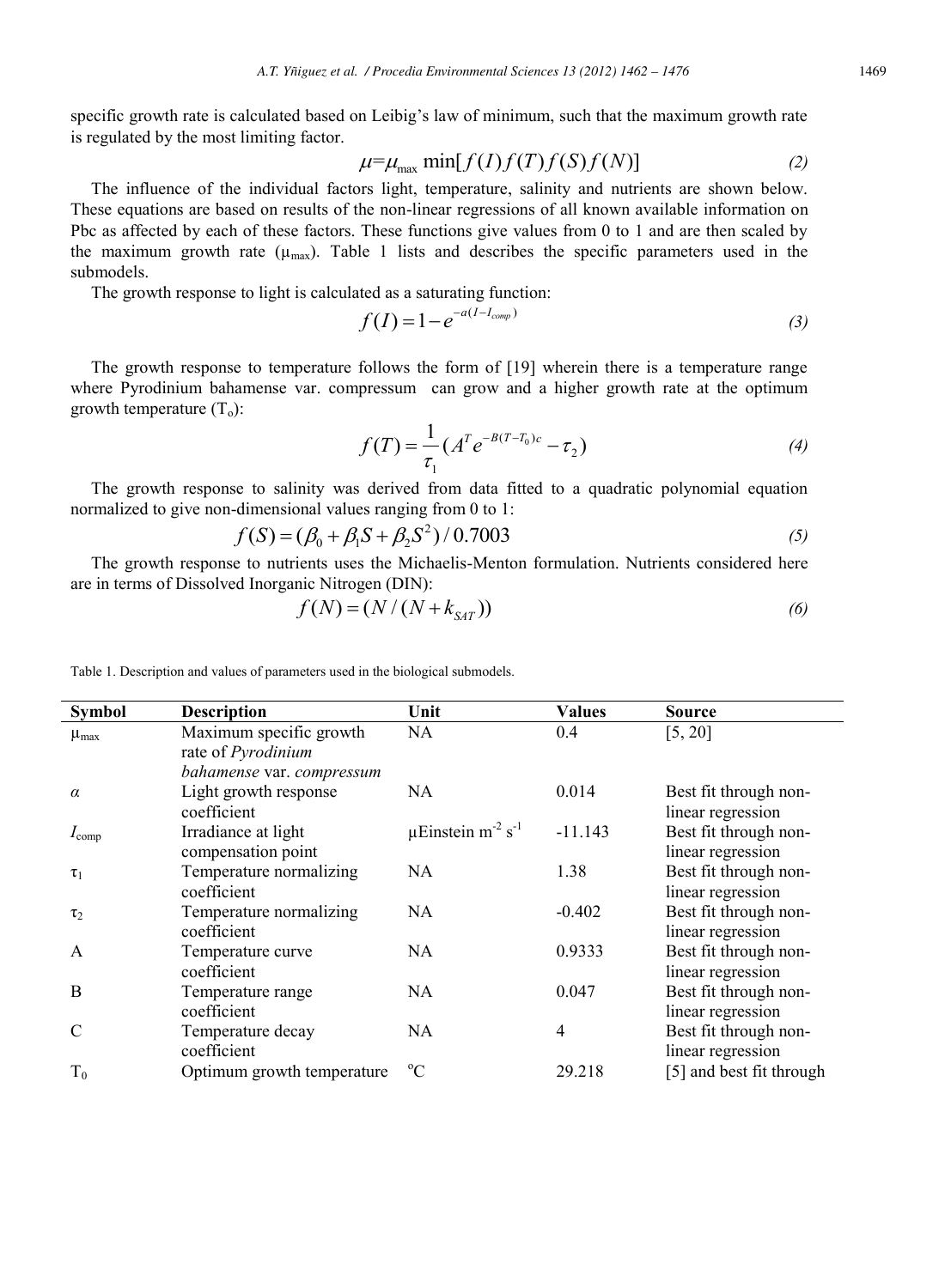specific growth rate is calculated based on Leibig's law of minimum, such that the maximum growth rate is regulated by the most limiting factor.

$$\mu = \mu_{\max} \min[f(I) f(T) f(S) f(N)] \tag{2}$$

The influence of the individual factors light, temperature, salinity and nutrients are shown below. These equations are based on results of the non-linear regressions of all known available information on Pbc as affected by each of these factors. These functions give values from 0 to 1 and are then scaled by the maximum growth rate ($\mu_{max}$). Table 1 lists and describes the specific parameters used in the submodels.

The growth response to light is calculated as a saturating function:

$$f(I) = 1 - e^{-a(I - I_{comp})} \tag{3}$$

The growth response to temperature follows the form of [19] wherein there is a temperature range where Pyrodinium bahamense var. compressum can grow and a higher growth rate at the optimum growth temperature ($T_o$):

$$f(T) = \frac{1}{\tau_1}\left(A^T e^{-B(T-T_0)c} - \tau_2\right) \tag{4}$$

The growth response to salinity was derived from data fitted to a quadratic polynomial equation normalized to give non-dimensional values ranging from 0 to 1:

$$f(S) = (\beta_0 + \beta_1 S + \beta_2 S^2) / 0.7003 \tag{5}$$

The growth response to nutrients uses the Michaelis-Menton formulation. Nutrients considered here are in terms of Dissolved Inorganic Nitrogen (DIN):

$$f(N) = (N / (N + k_{SAT})) \tag{6}$$

Table 1. Description and values of parameters used in the biological submodels.

| Symbol | Description | Unit | Values | Source |
|---|---|---|---|---|
| $\mu_{max}$ | Maximum specific growth rate of *Pyrodinium bahamense* var. *compressum* | NA | 0.4 | [5, 20] |
| $\alpha$ | Light growth response coefficient | NA | 0.014 | Best fit through non-linear regression |
| $I_{comp}$ | Irradiance at light compensation point | $\mu$Einstein $m^{-2}$ $s^{-1}$ | -11.143 | Best fit through non-linear regression |
| $\tau_1$ | Temperature normalizing coefficient | NA | 1.38 | Best fit through non-linear regression |
| $\tau_2$ | Temperature normalizing coefficient | NA | -0.402 | Best fit through non-linear regression |
| A | Temperature curve coefficient | NA | 0.9333 | Best fit through non-linear regression |
| B | Temperature range coefficient | NA | 0.047 | Best fit through non-linear regression |
| C | Temperature decay coefficient | NA | 4 | Best fit through non-linear regression |
| $T_0$ | Optimum growth temperature | $^{o}C$ | 29.218 | [5] and best fit through |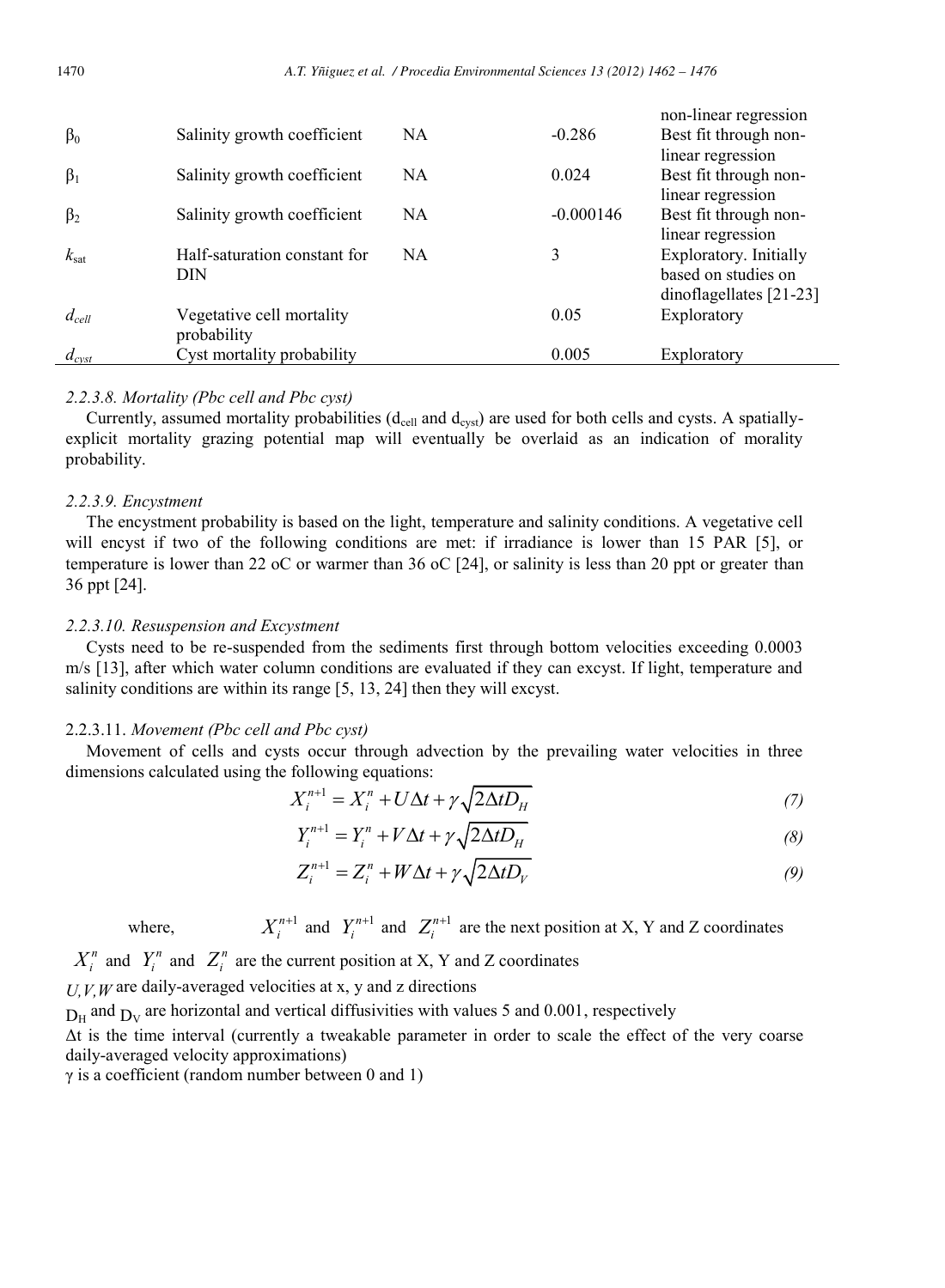| | | | | non-linear regression |
|---|---|---|---|---|
| $\beta_0$ | Salinity growth coefficient | NA | -0.286 | Best fit through non-linear regression |
| $\beta_1$ | Salinity growth coefficient | NA | 0.024 | Best fit through non-linear regression |
| $\beta_2$ | Salinity growth coefficient | NA | -0.000146 | Best fit through non-linear regression |
| $k_{sat}$ | Half-saturation constant for DIN | NA | 3 | Exploratory. Initially based on studies on dinoflagellates [21-23] |
| $d_{cell}$ | Vegetative cell mortality probability | | 0.05 | Exploratory |
| $d_{cyst}$ | Cyst mortality probability | | 0.005 | Exploratory |

*2.2.3.8. Mortality (Pbc cell and Pbc cyst)*

Currently, assumed mortality probabilities ($d_{cell}$ and $d_{cyst}$) are used for both cells and cysts. A spatially-explicit mortality grazing potential map will eventually be overlaid as an indication of morality probability.

*2.2.3.9. Encystment*

The encystment probability is based on the light, temperature and salinity conditions. A vegetative cell will encyst if two of the following conditions are met: if irradiance is lower than 15 PAR [5], or temperature is lower than 22 oC or warmer than 36 oC [24], or salinity is less than 20 ppt or greater than 36 ppt [24].

*2.2.3.10. Resuspension and Excystment*

Cysts need to be re-suspended from the sediments first through bottom velocities exceeding 0.0003 m/s [13], after which water column conditions are evaluated if they can excyst. If light, temperature and salinity conditions are within its range [5, 13, 24] then they will excyst.

2.2.3.11. *Movement (Pbc cell and Pbc cyst)*

Movement of cells and cysts occur through advection by the prevailing water velocities in three dimensions calculated using the following equations:

$$X_i^{n+1} = X_i^n + U\Delta t + \gamma\sqrt{2\Delta t D_H} \tag{7}$$

$$Y_i^{n+1} = Y_i^n + V\Delta t + \gamma\sqrt{2\Delta t D_H} \tag{8}$$

$$Z_i^{n+1} = Z_i^n + W\Delta t + \gamma\sqrt{2\Delta t D_V} \tag{9}$$

where, $X_i^{n+1}$ and $Y_i^{n+1}$ and $Z_i^{n+1}$ are the next position at X, Y and Z coordinates

$X_i^n$ and $Y_i^n$ and $Z_i^n$ are the current position at X, Y and Z coordinates

$U, V, W$ are daily-averaged velocities at x, y and z directions

$D_H$ and $D_V$ are horizontal and vertical diffusivities with values 5 and 0.001, respectively

$\Delta t$ is the time interval (currently a tweakable parameter in order to scale the effect of the very coarse daily-averaged velocity approximations)

$\gamma$ is a coefficient (random number between 0 and 1)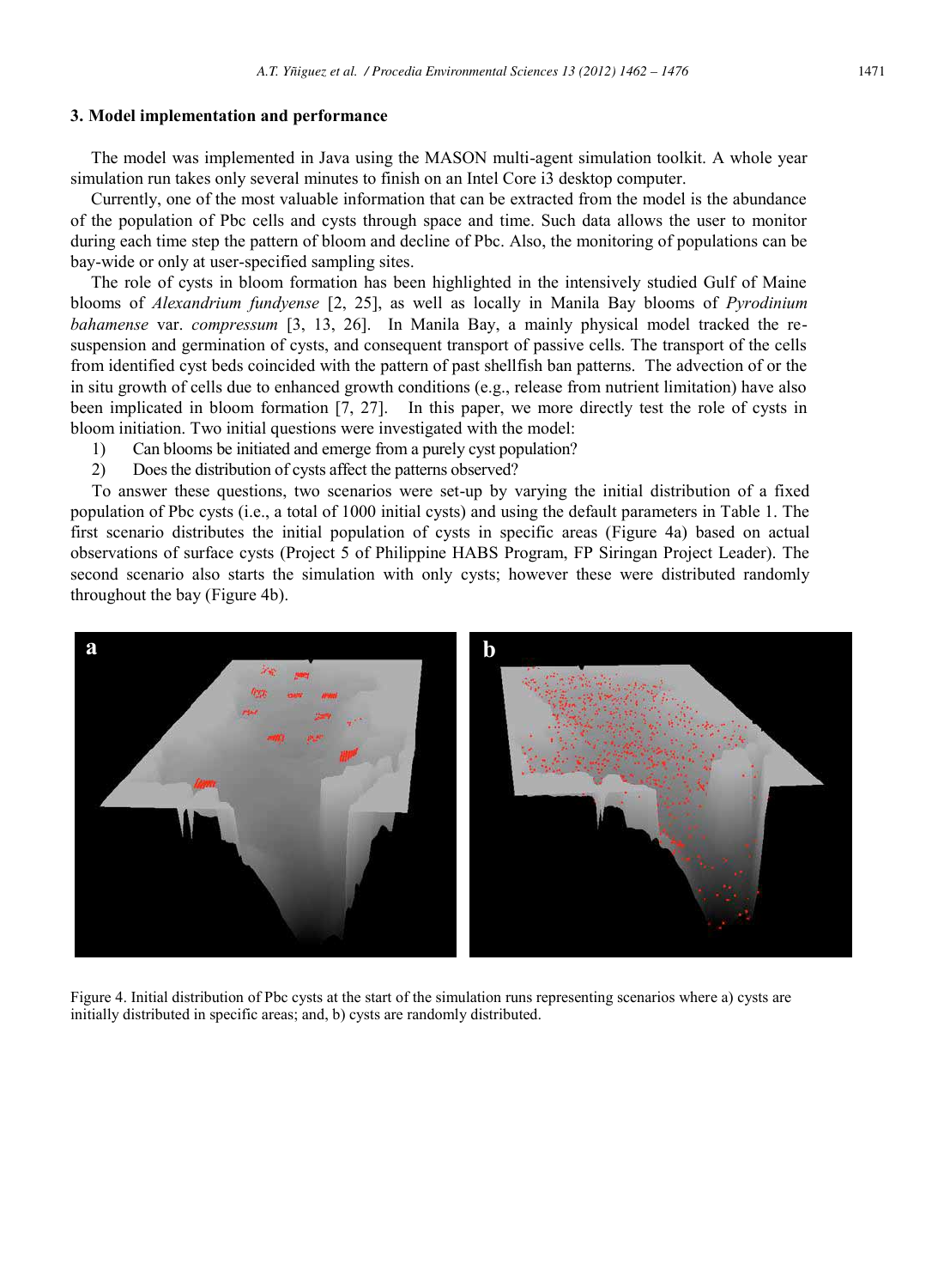### 3. Model implementation and performance

The model was implemented in Java using the MASON multi-agent simulation toolkit. A whole year simulation run takes only several minutes to finish on an Intel Core i3 desktop computer.

Currently, one of the most valuable information that can be extracted from the model is the abundance of the population of Pbc cells and cysts through space and time. Such data allows the user to monitor during each time step the pattern of bloom and decline of Pbc. Also, the monitoring of populations can be bay-wide or only at user-specified sampling sites.

The role of cysts in bloom formation has been highlighted in the intensively studied Gulf of Maine blooms of *Alexandrium fundyense* [2, 25], as well as locally in Manila Bay blooms of *Pyrodinium bahamense* var. *compressum* [3, 13, 26]. In Manila Bay, a mainly physical model tracked the re-suspension and germination of cysts, and consequent transport of passive cells. The transport of the cells from identified cyst beds coincided with the pattern of past shellfish ban patterns. The advection of or the in situ growth of cells due to enhanced growth conditions (e.g., release from nutrient limitation) have also been implicated in bloom formation [7, 27]. In this paper, we more directly test the role of cysts in bloom initiation. Two initial questions were investigated with the model:

1) Can blooms be initiated and emerge from a purely cyst population?
2) Does the distribution of cysts affect the patterns observed?

To answer these questions, two scenarios were set-up by varying the initial distribution of a fixed population of Pbc cysts (i.e., a total of 1000 initial cysts) and using the default parameters in Table 1. The first scenario distributes the initial population of cysts in specific areas (Figure 4a) based on actual observations of surface cysts (Project 5 of Philippine HABS Program, FP Siringan Project Leader). The second scenario also starts the simulation with only cysts; however these were distributed randomly throughout the bay (Figure 4b).

Figure 4. Initial distribution of Pbc cysts at the start of the simulation runs representing scenarios where a) cysts are initially distributed in specific areas; and, b) cysts are randomly distributed.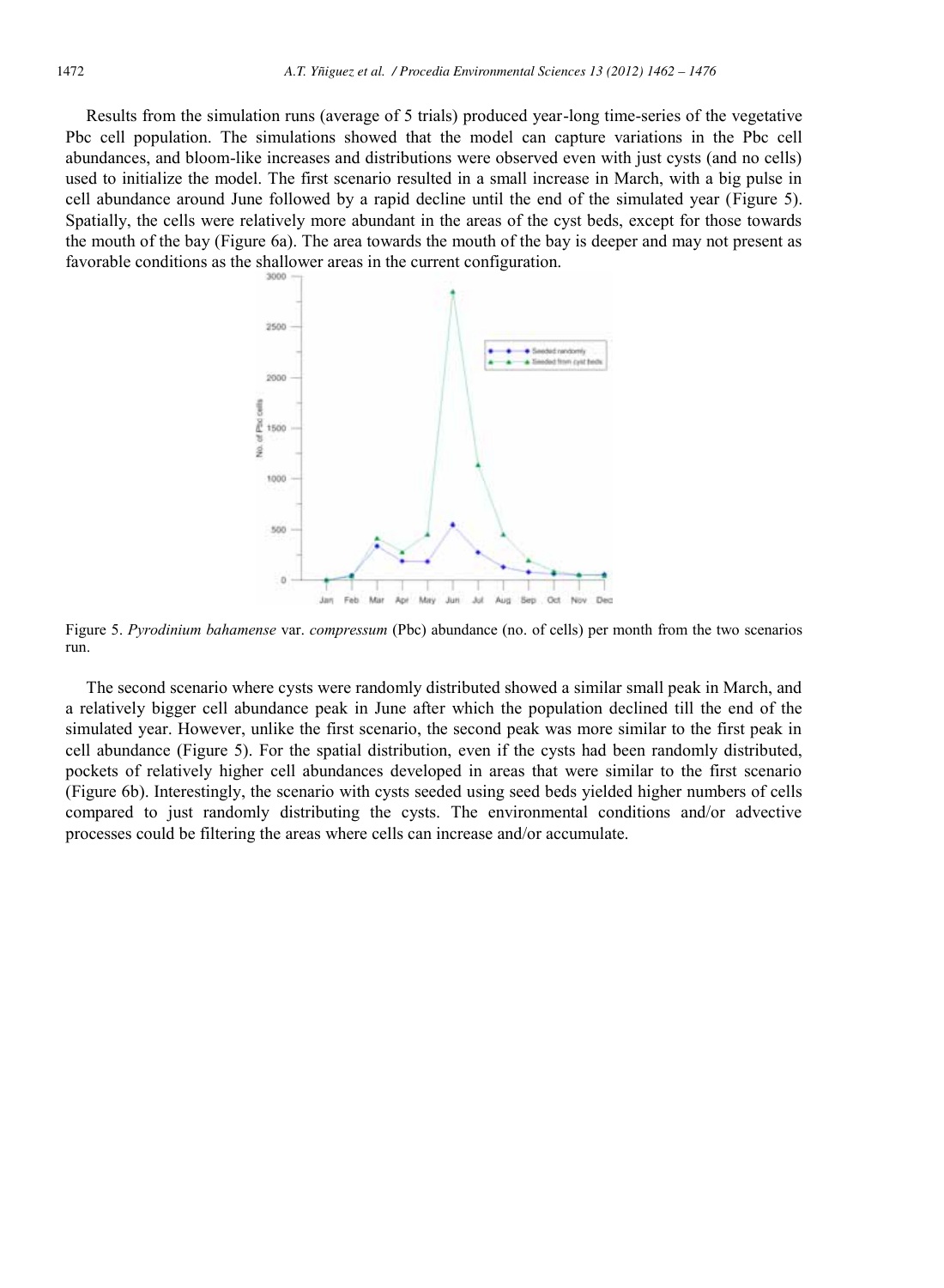Results from the simulation runs (average of 5 trials) produced year-long time-series of the vegetative Pbc cell population. The simulations showed that the model can capture variations in the Pbc cell abundances, and bloom-like increases and distributions were observed even with just cysts (and no cells) used to initialize the model. The first scenario resulted in a small increase in March, with a big pulse in cell abundance around June followed by a rapid decline until the end of the simulated year (Figure 5). Spatially, the cells were relatively more abundant in the areas of the cyst beds, except for those towards the mouth of the bay (Figure 6a). The area towards the mouth of the bay is deeper and may not present as favorable conditions as the shallower areas in the current configuration.

Figure 5. *Pyrodinium bahamense* var. *compressum* (Pbc) abundance (no. of cells) per month from the two scenarios run.

The second scenario where cysts were randomly distributed showed a similar small peak in March, and a relatively bigger cell abundance peak in June after which the population declined till the end of the simulated year. However, unlike the first scenario, the second peak was more similar to the first peak in cell abundance (Figure 5). For the spatial distribution, even if the cysts had been randomly distributed, pockets of relatively higher cell abundances developed in areas that were similar to the first scenario (Figure 6b). Interestingly, the scenario with cysts seeded using seed beds yielded higher numbers of cells compared to just randomly distributing the cysts. The environmental conditions and/or advective processes could be filtering the areas where cells can increase and/or accumulate.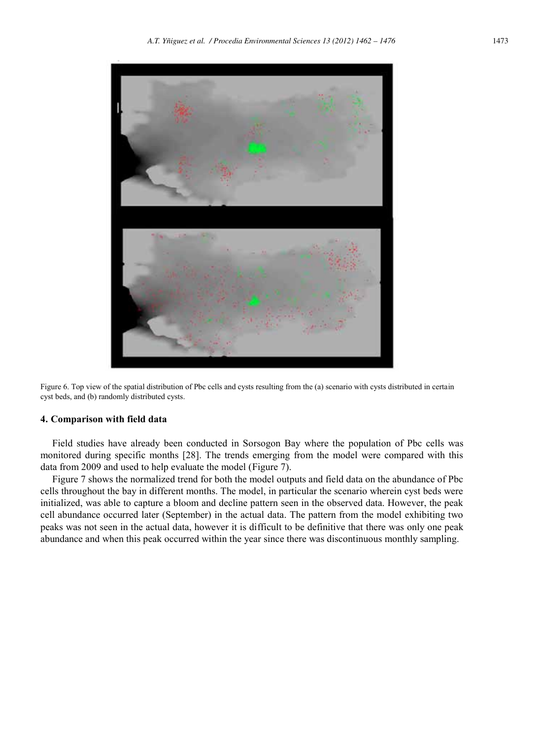Figure 6. Top view of the spatial distribution of Pbc cells and cysts resulting from the (a) scenario with cysts distributed in certain cyst beds, and (b) randomly distributed cysts.

## 4. Comparison with field data

Field studies have already been conducted in Sorsogon Bay where the population of Pbc cells was monitored during specific months [28]. The trends emerging from the model were compared with this data from 2009 and used to help evaluate the model (Figure 7).

Figure 7 shows the normalized trend for both the model outputs and field data on the abundance of Pbc cells throughout the bay in different months. The model, in particular the scenario wherein cyst beds were initialized, was able to capture a bloom and decline pattern seen in the observed data. However, the peak cell abundance occurred later (September) in the actual data. The pattern from the model exhibiting two peaks was not seen in the actual data, however it is difficult to be definitive that there was only one peak abundance and when this peak occurred within the year since there was discontinuous monthly sampling.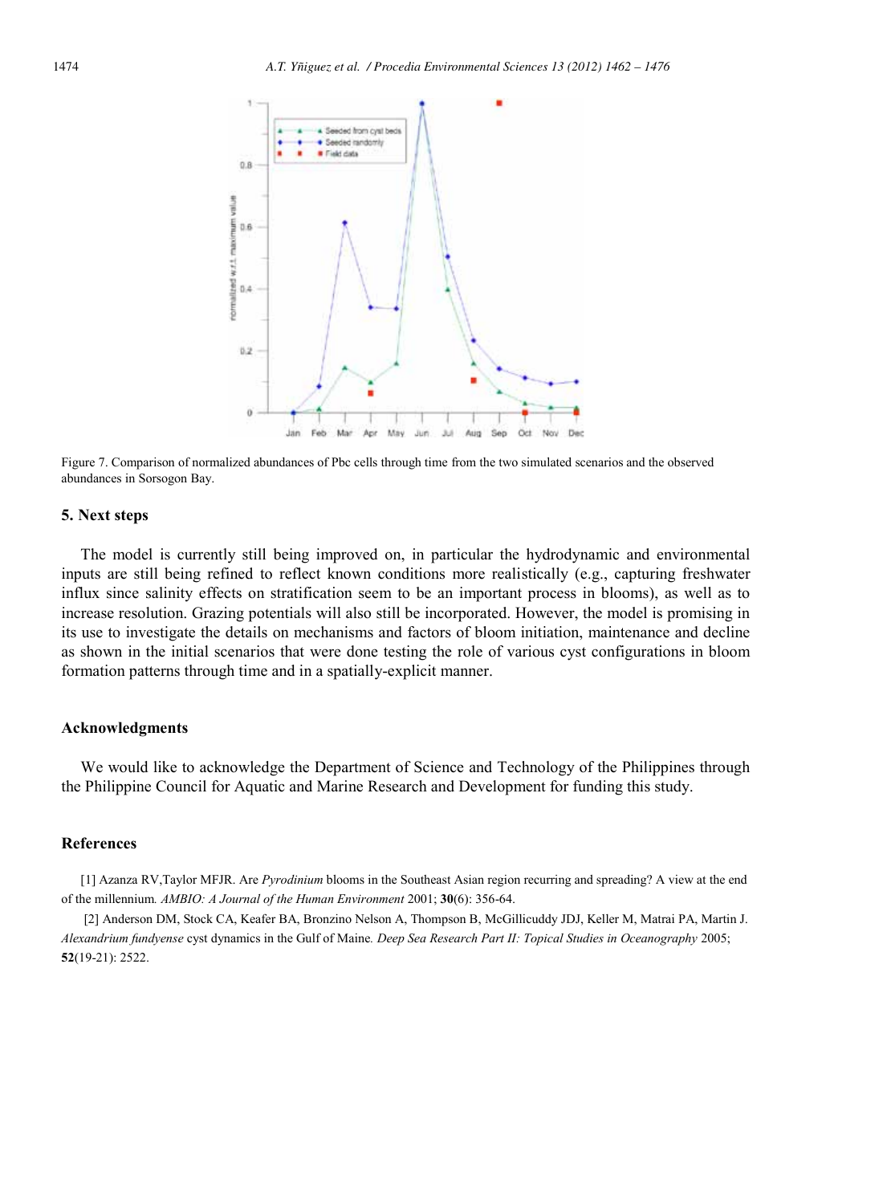Figure 7. Comparison of normalized abundances of Pbc cells through time from the two simulated scenarios and the observed abundances in Sorsogon Bay.

## 5. Next steps

The model is currently still being improved on, in particular the hydrodynamic and environmental inputs are still being refined to reflect known conditions more realistically (e.g., capturing freshwater influx since salinity effects on stratification seem to be an important process in blooms), as well as to increase resolution. Grazing potentials will also still be incorporated. However, the model is promising in its use to investigate the details on mechanisms and factors of bloom initiation, maintenance and decline as shown in the initial scenarios that were done testing the role of various cyst configurations in bloom formation patterns through time and in a spatially-explicit manner.

## Acknowledgments

We would like to acknowledge the Department of Science and Technology of the Philippines through the Philippine Council for Aquatic and Marine Research and Development for funding this study.

## References

[1] Azanza RV,Taylor MFJR. Are *Pyrodinium* blooms in the Southeast Asian region recurring and spreading? A view at the end of the millennium. *AMBIO: A Journal of the Human Environment* 2001; **30**(6): 356-64.

[2] Anderson DM, Stock CA, Keafer BA, Bronzino Nelson A, Thompson B, McGillicuddy JDJ, Keller M, Matrai PA, Martin J. *Alexandrium fundyense* cyst dynamics in the Gulf of Maine. *Deep Sea Research Part II: Topical Studies in Oceanography* 2005; **52**(19-21): 2522.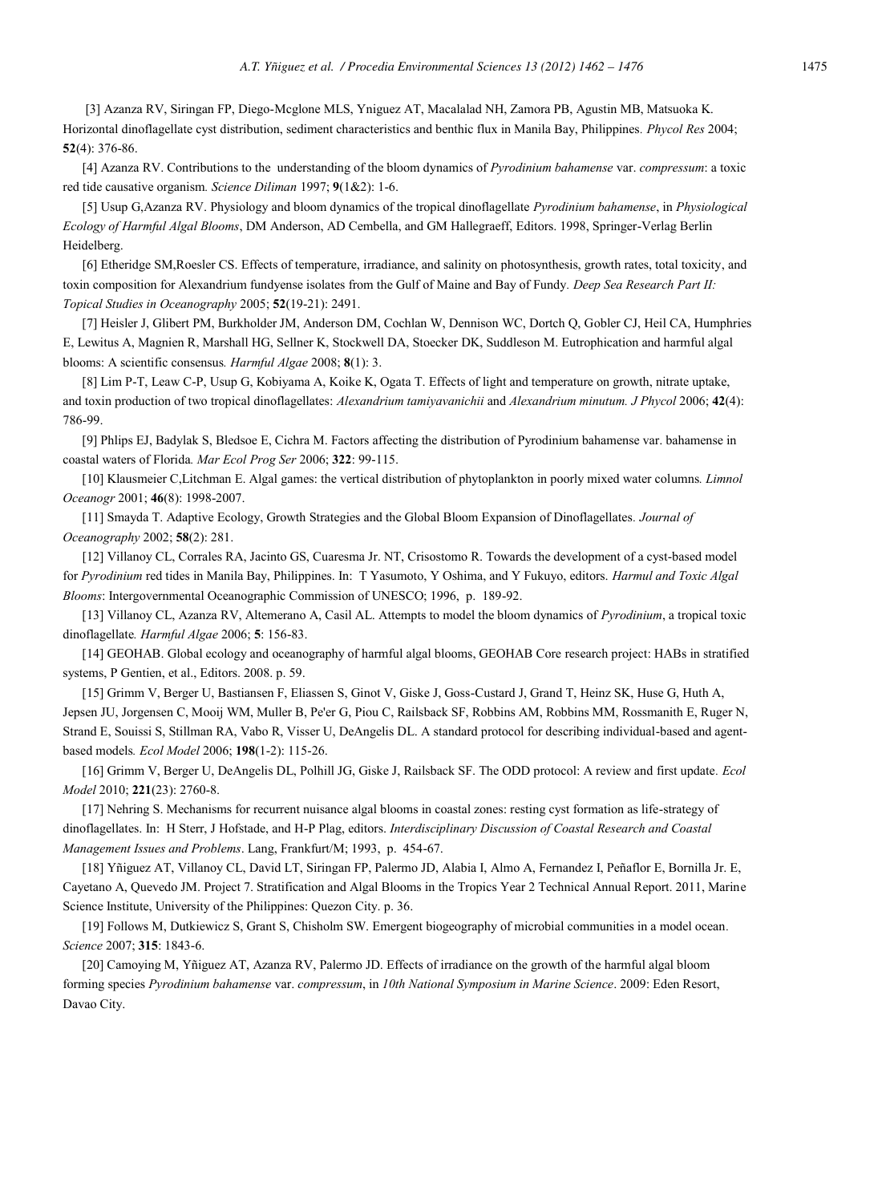[3] Azanza RV, Siringan FP, Diego-Mcglone MLS, Yniguez AT, Macalalad NH, Zamora PB, Agustin MB, Matsuoka K. Horizontal dinoflagellate cyst distribution, sediment characteristics and benthic flux in Manila Bay, Philippines. *Phycol Res* 2004; **52**(4): 376-86.

[4] Azanza RV. Contributions to the understanding of the bloom dynamics of *Pyrodinium bahamense* var. *compressum*: a toxic red tide causative organism. *Science Diliman* 1997; **9**(1&2): 1-6.

[5] Usup G,Azanza RV. Physiology and bloom dynamics of the tropical dinoflagellate *Pyrodinium bahamense*, in *Physiological Ecology of Harmful Algal Blooms*, DM Anderson, AD Cembella, and GM Hallegraeff, Editors. 1998, Springer-Verlag Berlin Heidelberg.

[6] Etheridge SM,Roesler CS. Effects of temperature, irradiance, and salinity on photosynthesis, growth rates, total toxicity, and toxin composition for Alexandrium fundyense isolates from the Gulf of Maine and Bay of Fundy. *Deep Sea Research Part II: Topical Studies in Oceanography* 2005; **52**(19-21): 2491.

[7] Heisler J, Glibert PM, Burkholder JM, Anderson DM, Cochlan W, Dennison WC, Dortch Q, Gobler CJ, Heil CA, Humphries E, Lewitus A, Magnien R, Marshall HG, Sellner K, Stockwell DA, Stoecker DK, Suddleson M. Eutrophication and harmful algal blooms: A scientific consensus. *Harmful Algae* 2008; **8**(1): 3.

[8] Lim P-T, Leaw C-P, Usup G, Kobiyama A, Koike K, Ogata T. Effects of light and temperature on growth, nitrate uptake, and toxin production of two tropical dinoflagellates: *Alexandrium tamiyavanichii* and *Alexandrium minutum. J Phycol* 2006; **42**(4): 786-99.

[9] Phlips EJ, Badylak S, Bledsoe E, Cichra M. Factors affecting the distribution of Pyrodinium bahamense var. bahamense in coastal waters of Florida. *Mar Ecol Prog Ser* 2006; **322**: 99-115.

[10] Klausmeier C,Litchman E. Algal games: the vertical distribution of phytoplankton in poorly mixed water columns. *Limnol Oceanogr* 2001; **46**(8): 1998-2007.

[11] Smayda T. Adaptive Ecology, Growth Strategies and the Global Bloom Expansion of Dinoflagellates. *Journal of Oceanography* 2002; **58**(2): 281.

[12] Villanoy CL, Corrales RA, Jacinto GS, Cuaresma Jr. NT, Crisostomo R. Towards the development of a cyst-based model for *Pyrodinium* red tides in Manila Bay, Philippines. In: T Yasumoto, Y Oshima, and Y Fukuyo, editors. *Harmul and Toxic Algal Blooms*: Intergovernmental Oceanographic Commission of UNESCO; 1996, p. 189-92.

[13] Villanoy CL, Azanza RV, Altemerano A, Casil AL. Attempts to model the bloom dynamics of *Pyrodinium*, a tropical toxic dinoflagellate. *Harmful Algae* 2006; **5**: 156-83.

[14] GEOHAB. Global ecology and oceanography of harmful algal blooms, GEOHAB Core research project: HABs in stratified systems, P Gentien, et al., Editors. 2008. p. 59.

[15] Grimm V, Berger U, Bastiansen F, Eliassen S, Ginot V, Giske J, Goss-Custard J, Grand T, Heinz SK, Huse G, Huth A, Jepsen JU, Jorgensen C, Mooij WM, Muller B, Pe'er G, Piou C, Railsback SF, Robbins AM, Robbins MM, Rossmanith E, Ruger N, Strand E, Souissi S, Stillman RA, Vabo R, Visser U, DeAngelis DL. A standard protocol for describing individual-based and agent-based models. *Ecol Model* 2006; **198**(1-2): 115-26.

[16] Grimm V, Berger U, DeAngelis DL, Polhill JG, Giske J, Railsback SF. The ODD protocol: A review and first update. *Ecol Model* 2010; **221**(23): 2760-8.

[17] Nehring S. Mechanisms for recurrent nuisance algal blooms in coastal zones: resting cyst formation as life-strategy of dinoflagellates. In: H Sterr, J Hofstade, and H-P Plag, editors. *Interdisciplinary Discussion of Coastal Research and Coastal Management Issues and Problems*. Lang, Frankfurt/M; 1993, p. 454-67.

[18] Yñiguez AT, Villanoy CL, David LT, Siringan FP, Palermo JD, Alabia I, Almo A, Fernandez I, Peñaflor E, Bornilla Jr. E, Cayetano A, Quevedo JM. Project 7. Stratification and Algal Blooms in the Tropics Year 2 Technical Annual Report. 2011, Marine Science Institute, University of the Philippines: Quezon City. p. 36.

[19] Follows M, Dutkiewicz S, Grant S, Chisholm SW. Emergent biogeography of microbial communities in a model ocean. *Science* 2007; **315**: 1843-6.

[20] Camoying M, Yñiguez AT, Azanza RV, Palermo JD. Effects of irradiance on the growth of the harmful algal bloom forming species *Pyrodinium bahamense* var. *compressum*, in *10th National Symposium in Marine Science*. 2009: Eden Resort, Davao City.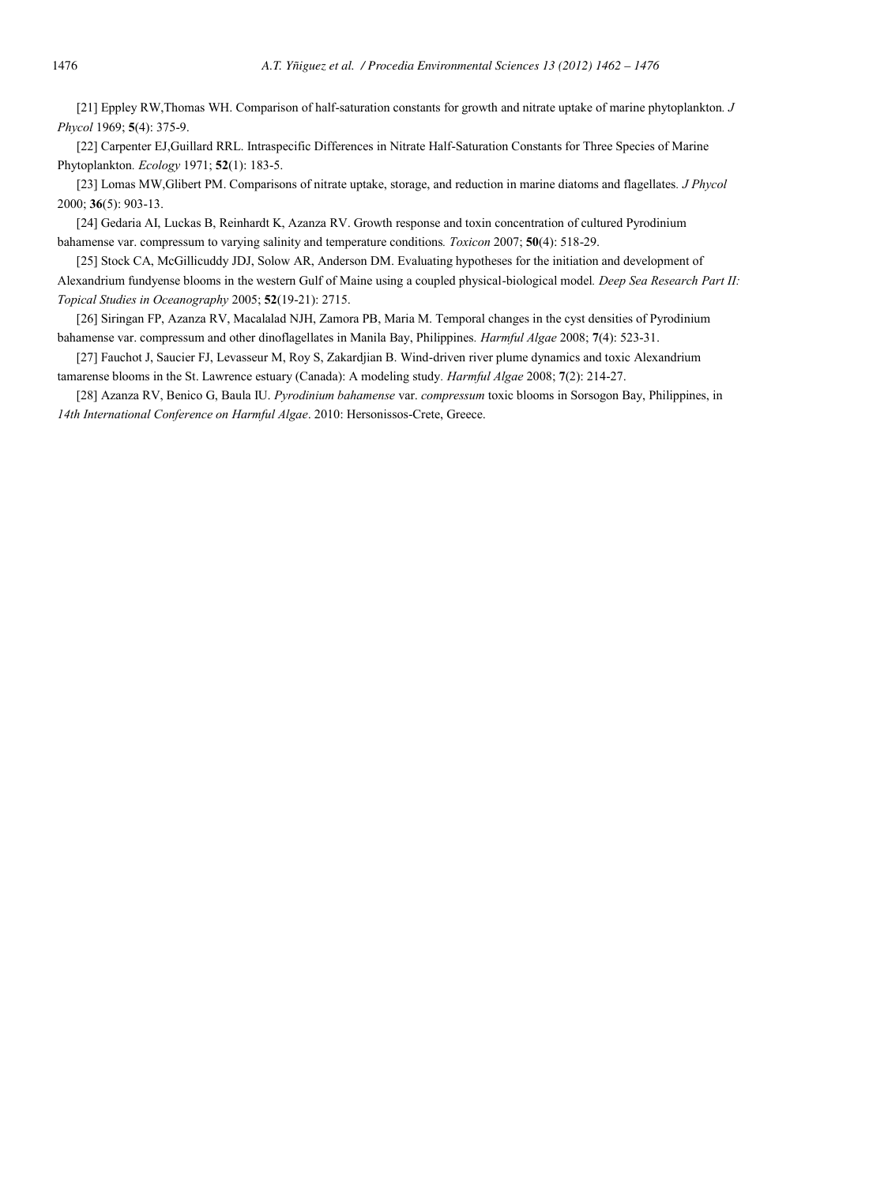[21] Eppley RW,Thomas WH. Comparison of half-saturation constants for growth and nitrate uptake of marine phytoplankton. *J Phycol* 1969; **5**(4): 375-9.

[22] Carpenter EJ,Guillard RRL. Intraspecific Differences in Nitrate Half-Saturation Constants for Three Species of Marine Phytoplankton. *Ecology* 1971; **52**(1): 183-5.

[23] Lomas MW,Glibert PM. Comparisons of nitrate uptake, storage, and reduction in marine diatoms and flagellates. *J Phycol* 2000; **36**(5): 903-13.

[24] Gedaria AI, Luckas B, Reinhardt K, Azanza RV. Growth response and toxin concentration of cultured Pyrodinium bahamense var. compressum to varying salinity and temperature conditions. *Toxicon* 2007; **50**(4): 518-29.

[25] Stock CA, McGillicuddy JDJ, Solow AR, Anderson DM. Evaluating hypotheses for the initiation and development of Alexandrium fundyense blooms in the western Gulf of Maine using a coupled physical-biological model. *Deep Sea Research Part II: Topical Studies in Oceanography* 2005; **52**(19-21): 2715.

[26] Siringan FP, Azanza RV, Macalalad NJH, Zamora PB, Maria M. Temporal changes in the cyst densities of Pyrodinium bahamense var. compressum and other dinoflagellates in Manila Bay, Philippines. *Harmful Algae* 2008; **7**(4): 523-31.

[27] Fauchot J, Saucier FJ, Levasseur M, Roy S, Zakardjian B. Wind-driven river plume dynamics and toxic Alexandrium tamarense blooms in the St. Lawrence estuary (Canada): A modeling study. *Harmful Algae* 2008; **7**(2): 214-27.

[28] Azanza RV, Benico G, Baula IU. *Pyrodinium bahamense* var. *compressum* toxic blooms in Sorsogon Bay, Philippines, in *14th International Conference on Harmful Algae*. 2010: Hersonissos-Crete, Greece.